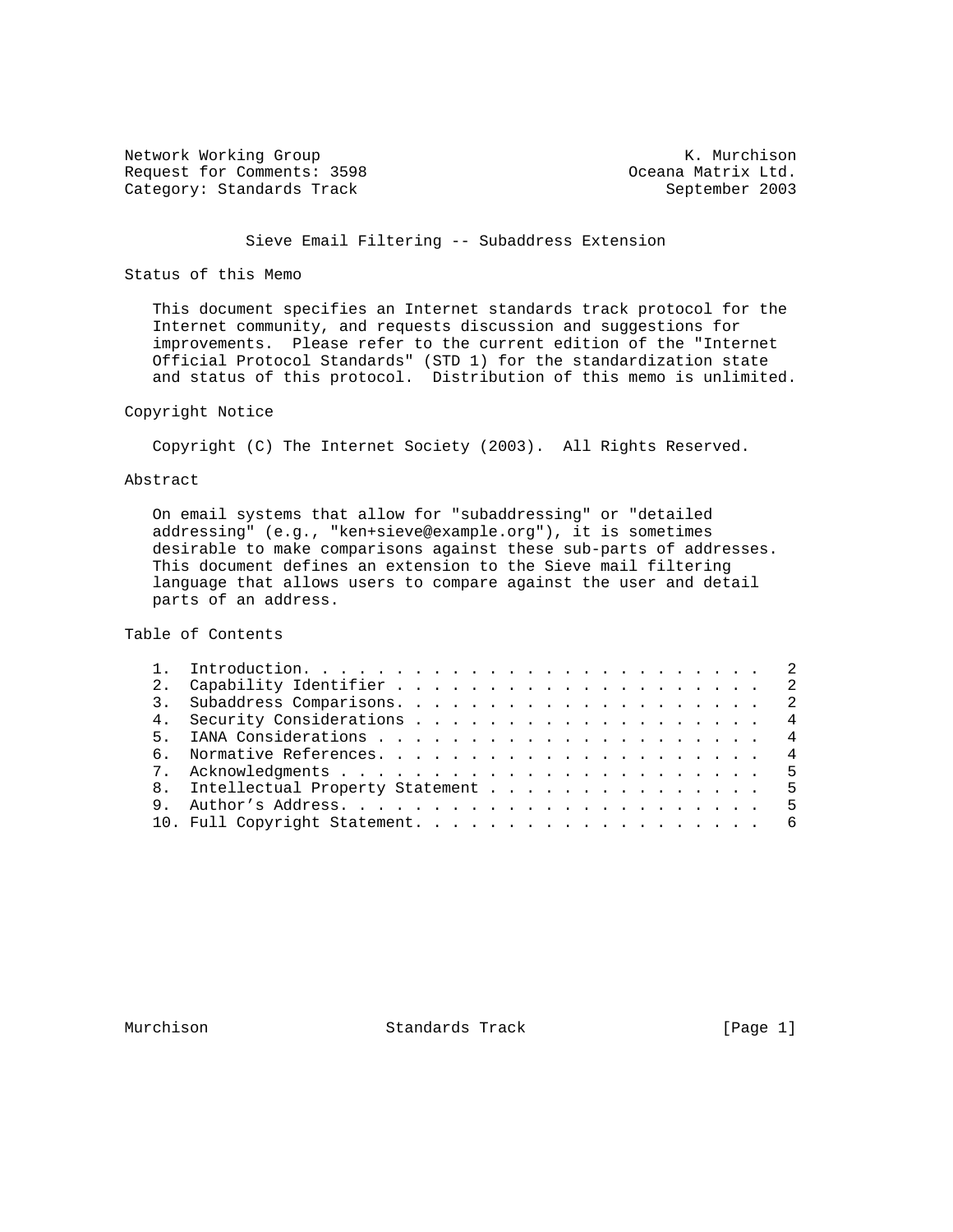Network Working Group K. Murchison
Request for Comments: 3598 Oceana Matrix Ltd.
Category: Standards Track September 2003

# Sieve Email Filtering -- Subaddress Extension

## Status of this Memo

This document specifies an Internet standards track protocol for the Internet community, and requests discussion and suggestions for improvements. Please refer to the current edition of the "Internet Official Protocol Standards" (STD 1) for the standardization state and status of this protocol. Distribution of this memo is unlimited.

## Copyright Notice

Copyright (C) The Internet Society (2003). All Rights Reserved.

## Abstract

On email systems that allow for "subaddressing" or "detailed addressing" (e.g., "ken+sieve@example.org"), it is sometimes desirable to make comparisons against these sub-parts of addresses. This document defines an extension to the Sieve mail filtering language that allows users to compare against the user and detail parts of an address.

## Table of Contents

1. Introduction. . . . . . . . . . . . . . . . . . . . . . . . . 2
2. Capability Identifier . . . . . . . . . . . . . . . . . . . . 2
3. Subaddress Comparisons. . . . . . . . . . . . . . . . . . . . 2
4. Security Considerations . . . . . . . . . . . . . . . . . . . 4
5. IANA Considerations . . . . . . . . . . . . . . . . . . . . . 4
6. Normative References. . . . . . . . . . . . . . . . . . . . . 4
7. Acknowledgments . . . . . . . . . . . . . . . . . . . . . . . 5
8. Intellectual Property Statement . . . . . . . . . . . . . . . 5
9. Author's Address. . . . . . . . . . . . . . . . . . . . . . . 5
10. Full Copyright Statement. . . . . . . . . . . . . . . . . . . 6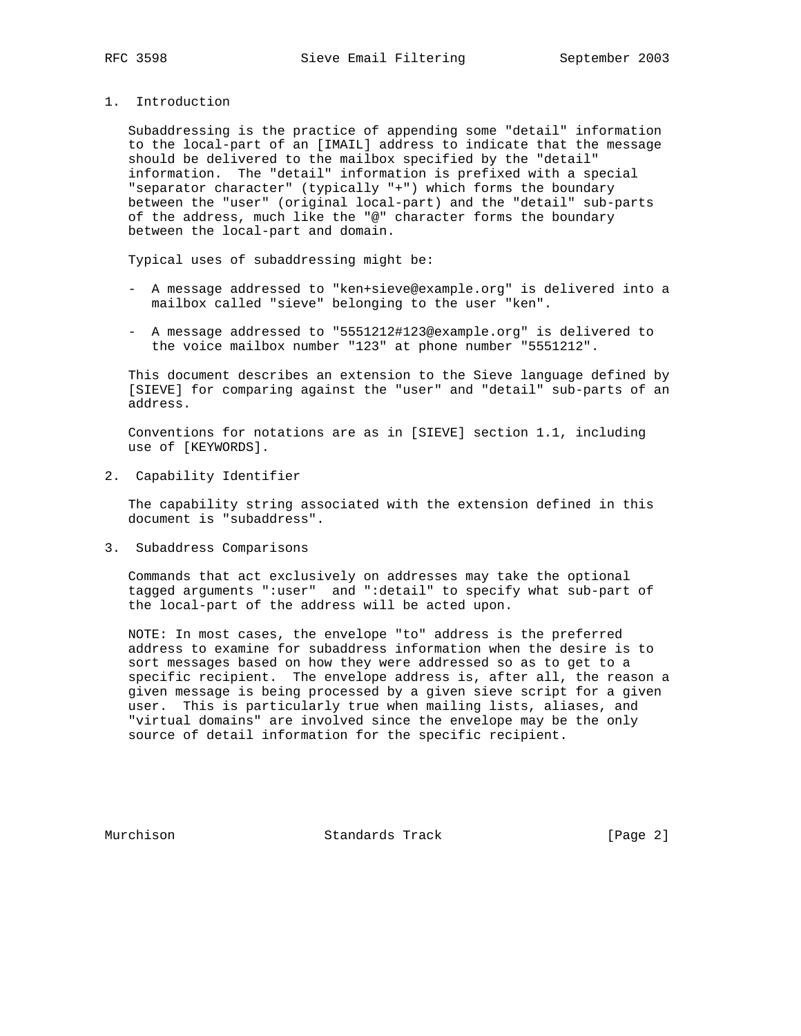## 1. Introduction

Subaddressing is the practice of appending some "detail" information to the local-part of an [IMAIL] address to indicate that the message should be delivered to the mailbox specified by the "detail" information. The "detail" information is prefixed with a special "separator character" (typically "+") which forms the boundary between the "user" (original local-part) and the "detail" sub-parts of the address, much like the "@" character forms the boundary between the local-part and domain.

Typical uses of subaddressing might be:

- A message addressed to "ken+sieve@example.org" is delivered into a mailbox called "sieve" belonging to the user "ken".
- A message addressed to "5551212#123@example.org" is delivered to the voice mailbox number "123" at phone number "5551212".

This document describes an extension to the Sieve language defined by [SIEVE] for comparing against the "user" and "detail" sub-parts of an address.

Conventions for notations are as in [SIEVE] section 1.1, including use of [KEYWORDS].

## 2. Capability Identifier

The capability string associated with the extension defined in this document is "subaddress".

## 3. Subaddress Comparisons

Commands that act exclusively on addresses may take the optional tagged arguments ":user" and ":detail" to specify what sub-part of the local-part of the address will be acted upon.

NOTE: In most cases, the envelope "to" address is the preferred address to examine for subaddress information when the desire is to sort messages based on how they were addressed so as to get to a specific recipient. The envelope address is, after all, the reason a given message is being processed by a given sieve script for a given user. This is particularly true when mailing lists, aliases, and "virtual domains" are involved since the envelope may be the only source of detail information for the specific recipient.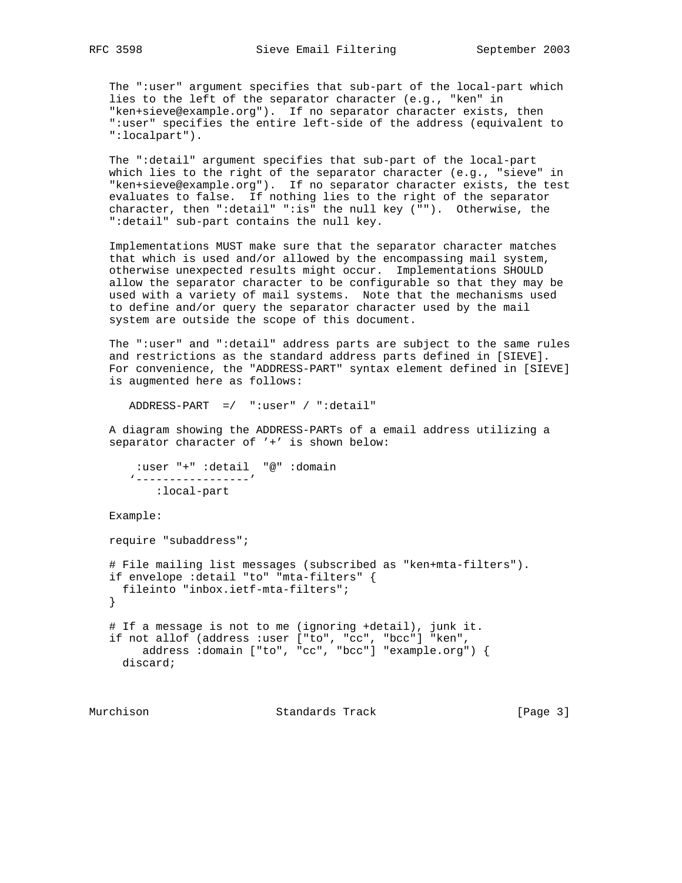The ":user" argument specifies that sub-part of the local-part which lies to the left of the separator character (e.g., "ken" in "ken+sieve@example.org"). If no separator character exists, then ":user" specifies the entire left-side of the address (equivalent to ":localpart").

The ":detail" argument specifies that sub-part of the local-part which lies to the right of the separator character (e.g., "sieve" in "ken+sieve@example.org"). If no separator character exists, the test evaluates to false. If nothing lies to the right of the separator character, then ":detail" ":is" the null key (""). Otherwise, the ":detail" sub-part contains the null key.

Implementations MUST make sure that the separator character matches that which is used and/or allowed by the encompassing mail system, otherwise unexpected results might occur. Implementations SHOULD allow the separator character to be configurable so that they may be used with a variety of mail systems. Note that the mechanisms used to define and/or query the separator character used by the mail system are outside the scope of this document.

The ":user" and ":detail" address parts are subject to the same rules and restrictions as the standard address parts defined in [SIEVE]. For convenience, the "ADDRESS-PART" syntax element defined in [SIEVE] is augmented here as follows:

```
ADDRESS-PART  =/  ":user" / ":detail"
```

A diagram showing the ADDRESS-PARTs of a email address utilizing a separator character of '+' is shown below:

```
 :user "+" :detail  "@" :domain
`-----------------'
    :local-part
```

Example:

```
require "subaddress";

# File mailing list messages (subscribed as "ken+mta-filters").
if envelope :detail "to" "mta-filters" {
  fileinto "inbox.ietf-mta-filters";
}

# If a message is not to me (ignoring +detail), junk it.
if not allof (address :user ["to", "cc", "bcc"] "ken",
     address :domain ["to", "cc", "bcc"] "example.org") {
  discard;
```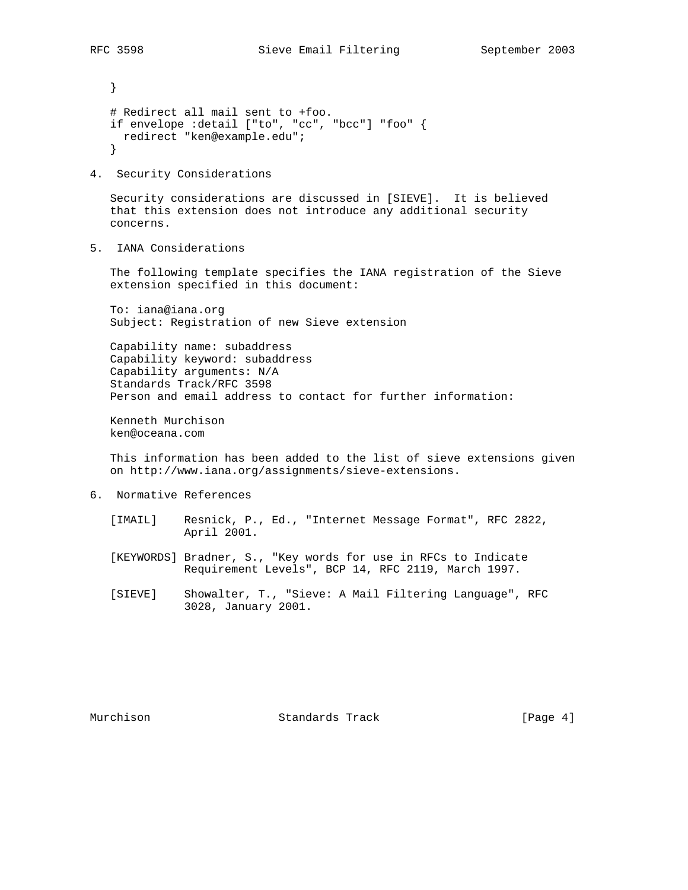```
}

# Redirect all mail sent to +foo.
if envelope :detail ["to", "cc", "bcc"] "foo" {
  redirect "ken@example.edu";
}
```

## 4. Security Considerations

Security considerations are discussed in [SIEVE]. It is believed that this extension does not introduce any additional security concerns.

## 5. IANA Considerations

The following template specifies the IANA registration of the Sieve extension specified in this document:

To: iana@iana.org
Subject: Registration of new Sieve extension

Capability name: subaddress
Capability keyword: subaddress
Capability arguments: N/A
Standards Track/RFC 3598
Person and email address to contact for further information:

Kenneth Murchison
ken@oceana.com

This information has been added to the list of sieve extensions given on http://www.iana.org/assignments/sieve-extensions.

## 6. Normative References

[IMAIL] Resnick, P., Ed., "Internet Message Format", RFC 2822, April 2001.

[KEYWORDS] Bradner, S., "Key words for use in RFCs to Indicate Requirement Levels", BCP 14, RFC 2119, March 1997.

[SIEVE] Showalter, T., "Sieve: A Mail Filtering Language", RFC 3028, January 2001.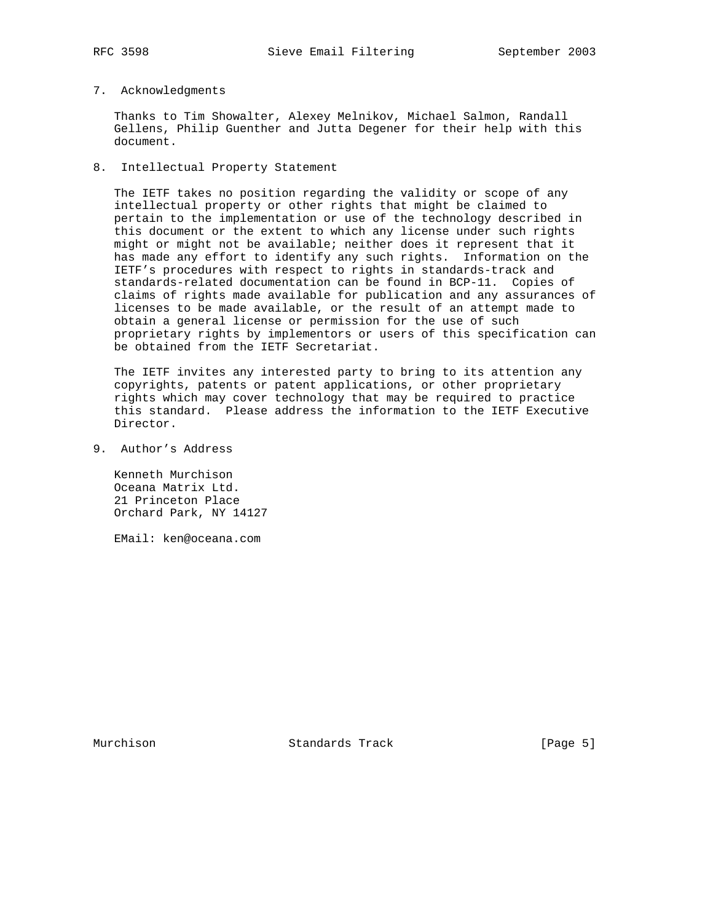## 7. Acknowledgments

Thanks to Tim Showalter, Alexey Melnikov, Michael Salmon, Randall Gellens, Philip Guenther and Jutta Degener for their help with this document.

## 8. Intellectual Property Statement

The IETF takes no position regarding the validity or scope of any intellectual property or other rights that might be claimed to pertain to the implementation or use of the technology described in this document or the extent to which any license under such rights might or might not be available; neither does it represent that it has made any effort to identify any such rights. Information on the IETF's procedures with respect to rights in standards-track and standards-related documentation can be found in BCP-11. Copies of claims of rights made available for publication and any assurances of licenses to be made available, or the result of an attempt made to obtain a general license or permission for the use of such proprietary rights by implementors or users of this specification can be obtained from the IETF Secretariat.

The IETF invites any interested party to bring to its attention any copyrights, patents or patent applications, or other proprietary rights which may cover technology that may be required to practice this standard. Please address the information to the IETF Executive Director.

## 9. Author's Address

Kenneth Murchison
Oceana Matrix Ltd.
21 Princeton Place
Orchard Park, NY 14127

EMail: ken@oceana.com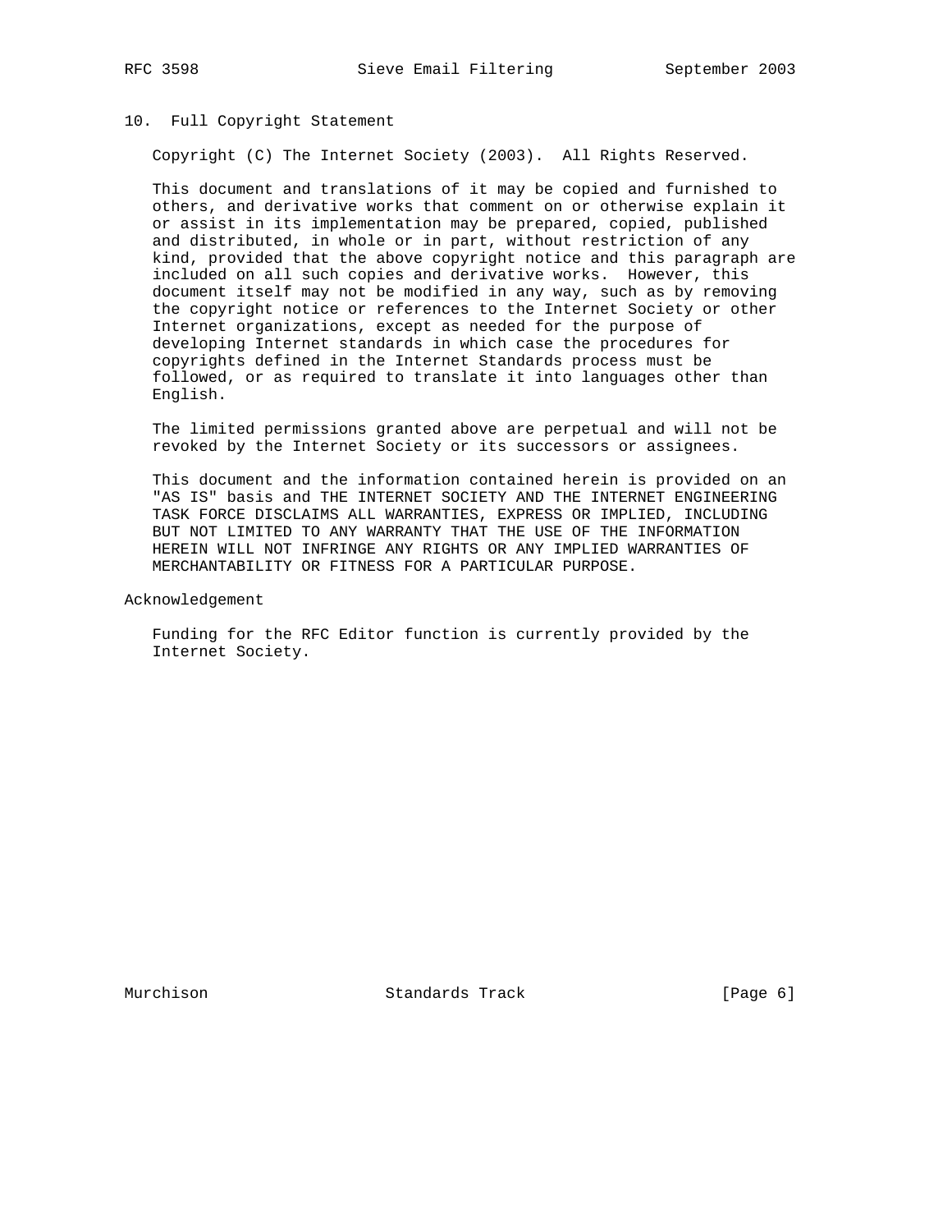## 10. Full Copyright Statement

Copyright (C) The Internet Society (2003). All Rights Reserved.

This document and translations of it may be copied and furnished to others, and derivative works that comment on or otherwise explain it or assist in its implementation may be prepared, copied, published and distributed, in whole or in part, without restriction of any kind, provided that the above copyright notice and this paragraph are included on all such copies and derivative works. However, this document itself may not be modified in any way, such as by removing the copyright notice or references to the Internet Society or other Internet organizations, except as needed for the purpose of developing Internet standards in which case the procedures for copyrights defined in the Internet Standards process must be followed, or as required to translate it into languages other than English.

The limited permissions granted above are perpetual and will not be revoked by the Internet Society or its successors or assignees.

This document and the information contained herein is provided on an "AS IS" basis and THE INTERNET SOCIETY AND THE INTERNET ENGINEERING TASK FORCE DISCLAIMS ALL WARRANTIES, EXPRESS OR IMPLIED, INCLUDING BUT NOT LIMITED TO ANY WARRANTY THAT THE USE OF THE INFORMATION HEREIN WILL NOT INFRINGE ANY RIGHTS OR ANY IMPLIED WARRANTIES OF MERCHANTABILITY OR FITNESS FOR A PARTICULAR PURPOSE.

## Acknowledgement

Funding for the RFC Editor function is currently provided by the Internet Society.